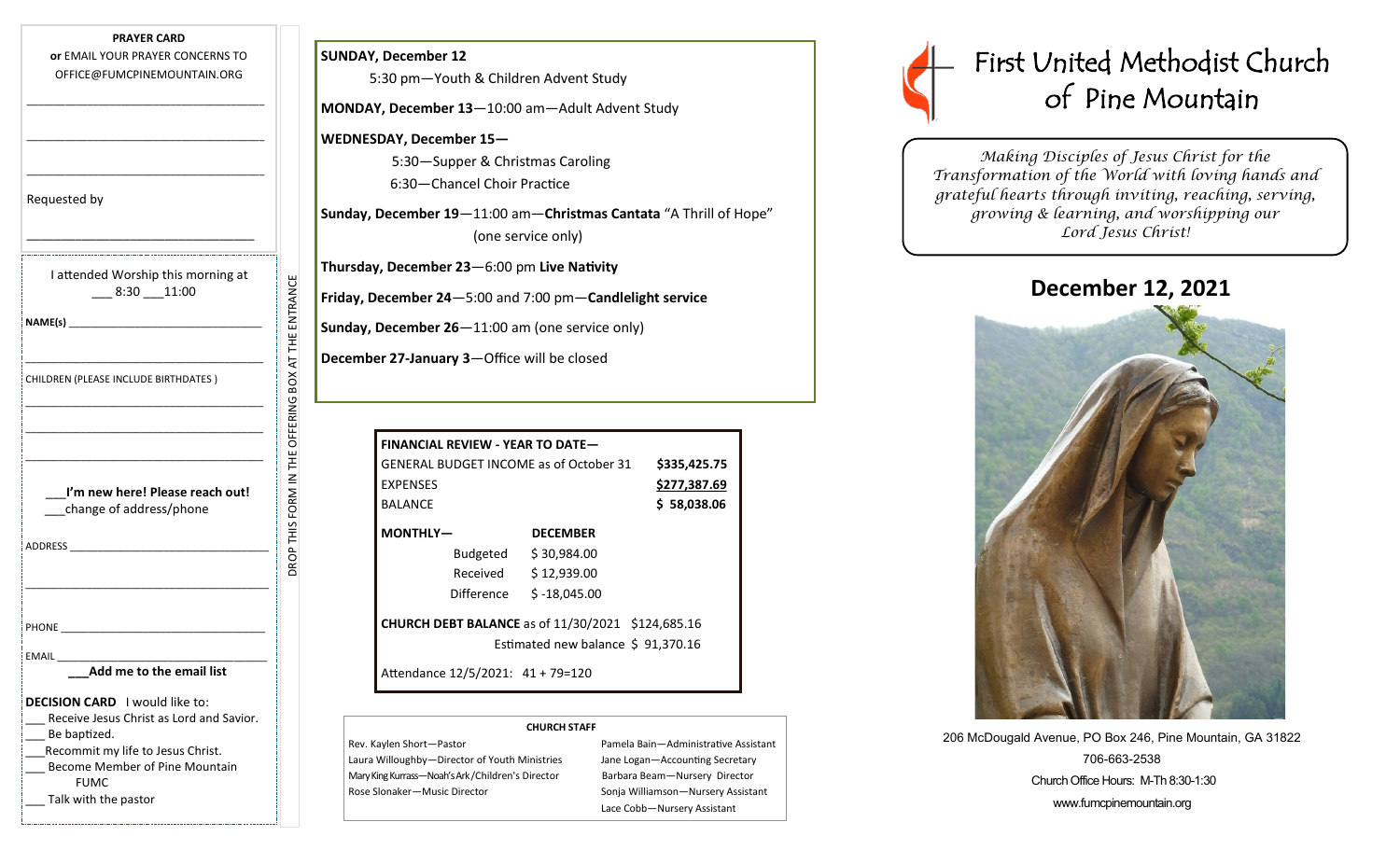**PRAYER CARD**

**or** EMAIL YOUR PRAYER CONCERNS TO OFFICE@FUMCPINEMOUNTAIN.ORG

\_\_\_\_\_\_\_\_\_\_\_\_\_\_\_\_\_\_\_\_\_\_\_\_\_\_\_\_\_\_\_\_\_\_\_\_

\_\_\_\_\_\_\_\_\_\_\_\_\_\_\_\_\_\_\_\_\_\_\_\_\_\_\_\_\_\_\_\_\_\_\_\_

\_\_\_\_\_\_\_\_\_\_\_\_\_\_\_\_\_\_\_\_\_\_\_\_\_\_\_\_\_\_\_\_\_\_\_\_

Requested by

\_\_\_\_\_\_\_\_\_\_\_\_\_\_\_\_\_\_\_\_\_\_\_\_\_\_\_\_\_\_\_\_\_\_\_\_

I attended Worship this morning at \_\_\_ 8:30 \_\_\_11:00

**NAME(s)** \_\_\_\_\_\_\_\_\_\_\_\_\_\_\_\_\_\_\_\_\_\_\_\_\_\_\_\_\_\_

\_\_\_\_\_\_\_\_\_\_\_\_\_\_\_\_\_\_\_\_\_\_\_\_\_\_\_\_\_\_\_\_\_\_\_\_

CHILDREN (PLEASE INCLUDE BIRTHDATES )

\_\_\_\_\_\_\_\_\_\_\_\_\_\_\_\_\_\_\_\_\_\_\_\_\_\_\_\_\_\_\_\_\_\_\_\_

\_\_\_\_\_\_\_\_\_\_\_\_\_\_\_\_\_\_\_\_\_\_\_\_\_\_\_\_\_\_\_\_\_\_\_\_

\_\_\_\_\_\_\_\_\_\_\_\_\_\_\_\_\_\_\_\_\_\_\_\_\_\_\_\_\_\_\_\_\_\_\_\_

\_\_\_**I'm new here! Please reach out!**

\_\_\_change of address/phone

ADDRESS \_\_\_\_\_\_\_\_\_\_\_\_\_\_\_\_\_\_\_\_\_\_\_\_\_\_\_\_\_\_

\_\_\_\_\_\_\_\_\_\_\_\_\_\_\_\_\_\_\_\_\_\_\_\_\_\_\_\_\_\_\_\_\_\_\_\_

PHONE \_\_\_\_\_\_\_\_\_\_\_\_\_\_\_\_\_\_\_\_\_\_\_\_\_\_\_\_\_\_\_

EMAIL \_\_\_\_\_\_\_\_\_\_\_\_\_\_\_\_\_\_\_\_\_\_\_\_\_\_\_\_\_\_\_\_

**\_\_\_Add me to the email list**

**DECISION CARD** I would like to:

- \_\_\_ Receive Jesus Christ as Lord and Savior.
- \_\_\_ Be baptized.
- \_\_\_Recommit my life to Jesus Christ.
- \_\_\_ Become Member of Pine Mountain FUMC
- \_\_\_ Talk with the pastor

DROP THIS FORM IN THE OFFERING BOX AT THE ENTRANCE

**SUNDAY, December 12**

5:30 pm—Youth & Children Advent Study

**MONDAY, December 13**—10:00 am—Adult Advent Study

**WEDNESDAY, December 15—**

5:30—Supper & Christmas Caroling

6:30—Chancel Choir Practice

**Sunday, December 19**—11:00 am—**Christmas Cantata** "A Thrill of Hope" (one service only)

**Thursday, December 23**—6:00 pm **Live Nativity**

**Friday, December 24**—5:00 and 7:00 pm—**Candlelight service**

**Sunday, December 26**—11:00 am (one service only)

**December 27-January 3**—Office will be closed

| **FINANCIAL REVIEW - YEAR TO DATE—** | | |
|---|---|---|
| GENERAL BUDGET INCOME as of October 31 | | **$335,425.75** |
| EXPENSES | | **$277,387.69** |
| BALANCE | | **$ 58,038.06** |
| **MONTHLY—** | **DECEMBER** | |
| Budgeted | $ 30,984.00 | |
| Received | $ 12,939.00 | |
| Difference | $ -18,045.00 | |
| **CHURCH DEBT BALANCE** as of 11/30/2021 | | $124,685.16 |
| Estimated new balance | | $ 91,370.16 |
| Attendance 12/5/2021: 41 + 79=120 | | |

**CHURCH STAFF**

| | |
|---|---|
| Rev. Kaylen Short—Pastor | Pamela Bain—Administrative Assistant |
| Laura Willoughby—Director of Youth Ministries | Jane Logan—Accounting Secretary |
| Mary King Kurrass—Noah's Ark/Children's Director | Barbara Beam—Nursery Director |
| Rose Slonaker—Music Director | Sonja Williamson—Nursery Assistant |
| | Lace Cobb—Nursery Assistant |

# First United Methodist Church of Pine Mountain

*Making Disciples of Jesus Christ for the Transformation of the World with loving hands and grateful hearts through inviting, reaching, serving, growing & learning, and worshipping our Lord Jesus Christ!*

## December 12, 2021

206 McDougald Avenue, PO Box 246, Pine Mountain, GA 31822

706-663-2538

Church Office Hours: M-Th 8:30-1:30

www.fumcpinemountain.org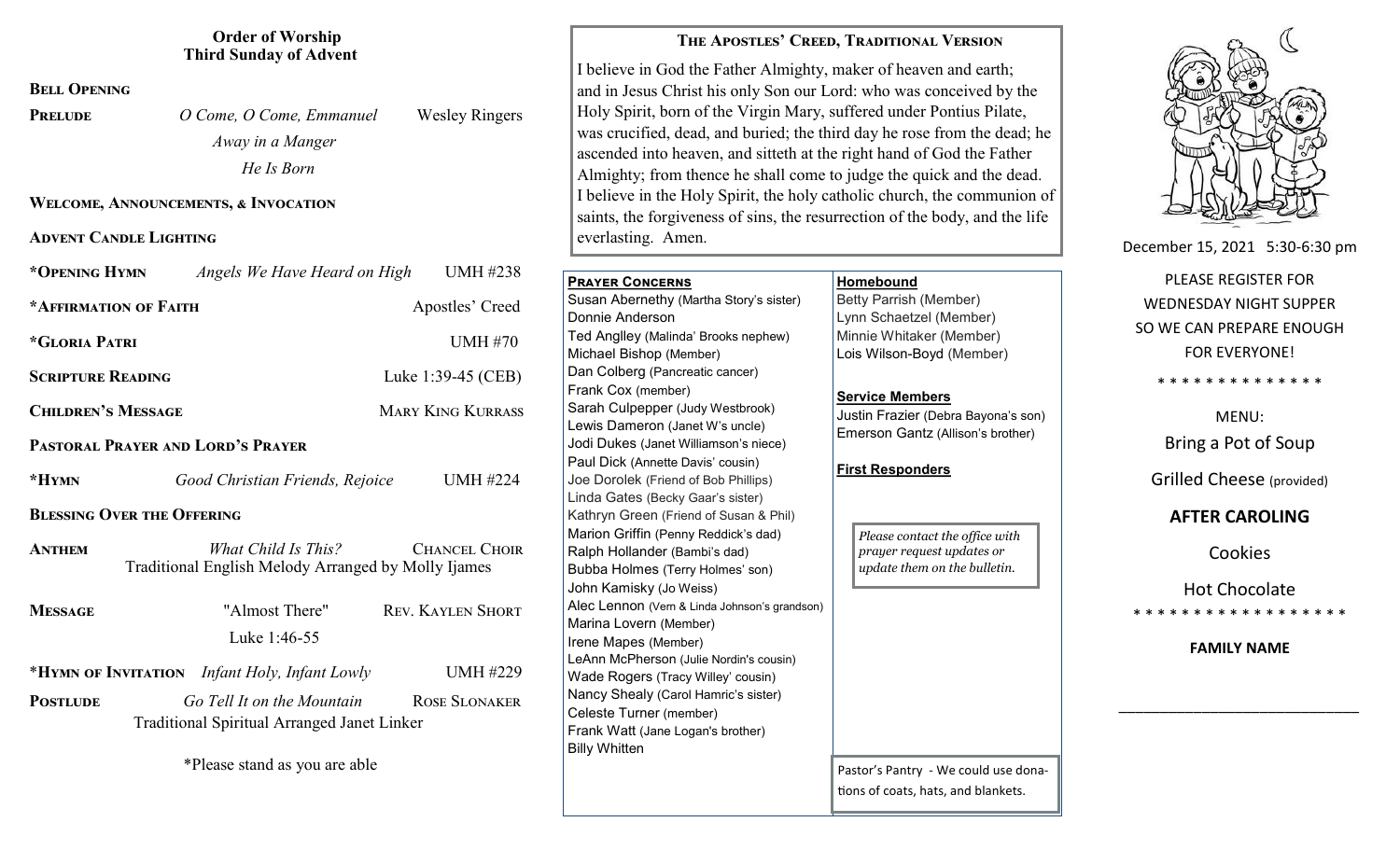## Order of Worship
## Third Sunday of Advent

**BELL OPENING**

**PRELUDE** — *O Come, O Come, Emmanuel* — Wesley Ringers
*Away in a Manger*
*He Is Born*

**WELCOME, ANNOUNCEMENTS, & INVOCATION**

**ADVENT CANDLE LIGHTING**

**\*OPENING HYMN** — *Angels We Have Heard on High* — UMH #238

**\*AFFIRMATION OF FAITH** — Apostles' Creed

**\*GLORIA PATRI** — UMH #70

**SCRIPTURE READING** — Luke 1:39-45 (CEB)

**CHILDREN'S MESSAGE** — MARY KING KURRASS

**PASTORAL PRAYER AND LORD'S PRAYER**

**\*HYMN** — *Good Christian Friends, Rejoice* — UMH #224

**BLESSING OVER THE OFFERING**

**ANTHEM** — *What Child Is This?* — CHANCEL CHOIR
Traditional English Melody Arranged by Molly Ijames

**MESSAGE** — "Almost There" — REV. KAYLEN SHORT
Luke 1:46-55

**\*HYMN OF INVITATION** — *Infant Holy, Infant Lowly* — UMH #229

**POSTLUDE** — *Go Tell It on the Mountain* — ROSE SLONAKER
Traditional Spiritual Arranged Janet Linker

\*Please stand as you are able

### THE APOSTLES' CREED, TRADITIONAL VERSION

I believe in God the Father Almighty, maker of heaven and earth; and in Jesus Christ his only Son our Lord: who was conceived by the Holy Spirit, born of the Virgin Mary, suffered under Pontius Pilate, was crucified, dead, and buried; the third day he rose from the dead; he ascended into heaven, and sitteth at the right hand of God the Father Almighty; from thence he shall come to judge the quick and the dead. I believe in the Holy Spirit, the holy catholic church, the communion of saints, the forgiveness of sins, the resurrection of the body, and the life everlasting. Amen.

### PRAYER CONCERNS

Susan Abernethy (Martha Story's sister)
Donnie Anderson
Ted Anglley (Malinda' Brooks nephew)
Michael Bishop (Member)
Dan Colberg (Pancreatic cancer)
Frank Cox (member)
Sarah Culpepper (Judy Westbrook)
Lewis Dameron (Janet W's uncle)
Jodi Dukes (Janet Williamson's niece)
Paul Dick (Annette Davis' cousin)
Joe Dorolek (Friend of Bob Phillips)
Linda Gates (Becky Gaar's sister)
Kathryn Green (Friend of Susan & Phil)
Marion Griffin (Penny Reddick's dad)
Ralph Hollander (Bambi's dad)
Bubba Holmes (Terry Holmes' son)
John Kamisky (Jo Weiss)
Alec Lennon (Vern & Linda Johnson's grandson)
Marina Lovern (Member)
Irene Mapes (Member)
LeAnn McPherson (Julie Nordin's cousin)
Wade Rogers (Tracy Willey' cousin)
Nancy Shealy (Carol Hamric's sister)
Celeste Turner (member)
Frank Watt (Jane Logan's brother)
Billy Whitten

### Homebound

Betty Parrish (Member)
Lynn Schaetzel (Member)
Minnie Whitaker (Member)
Lois Wilson-Boyd (Member)

### Service Members

Justin Frazier (Debra Bayona's son)
Emerson Gantz (Allison's brother)

### First Responders

*Please contact the office with prayer request updates or update them on the bulletin.*

Pastor's Pantry - We could use donations of coats, hats, and blankets.

December 15, 2021 5:30-6:30 pm

PLEASE REGISTER FOR WEDNESDAY NIGHT SUPPER SO WE CAN PREPARE ENOUGH FOR EVERYONE!

\* \* \* \* \* \* \* \* \* \* \* \* \* \*

MENU:

Bring a Pot of Soup

Grilled Cheese (provided)

**AFTER CAROLING**

Cookies

Hot Chocolate

\* \* \* \* \* \* \* \* \* \* \* \* \* \* \* \* \* \*

**FAMILY NAME**

\_\_\_\_\_\_\_\_\_\_\_\_\_\_\_\_\_\_\_\_\_\_\_\_\_\_\_\_